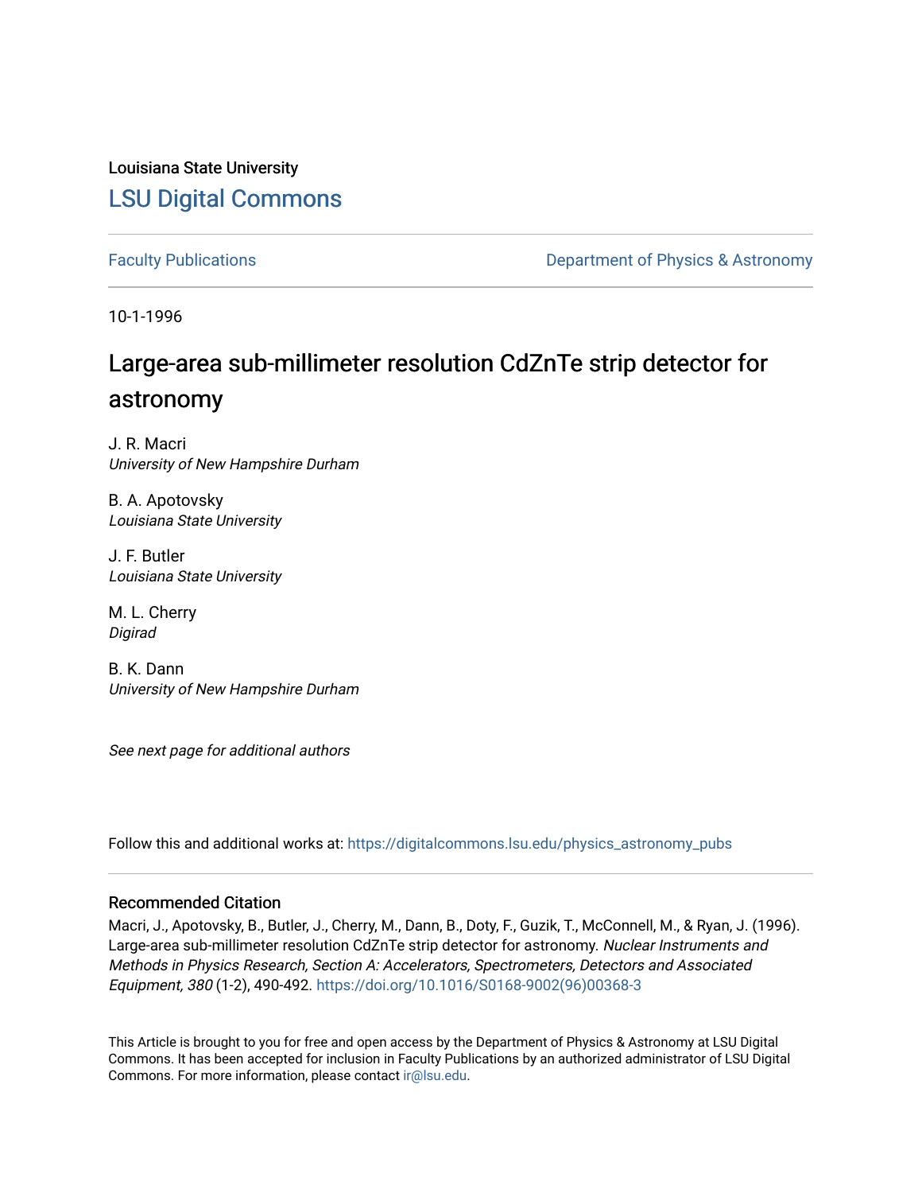Louisiana State University

# LSU Digital Commons

Faculty Publications

Department of Physics & Astronomy

10-1-1996

# Large-area sub-millimeter resolution CdZnTe strip detector for astronomy

J. R. Macri
*University of New Hampshire Durham*

B. A. Apotovsky
*Louisiana State University*

J. F. Butler
*Louisiana State University*

M. L. Cherry
*Digirad*

B. K. Dann
*University of New Hampshire Durham*

*See next page for additional authors*

Follow this and additional works at: https://digitalcommons.lsu.edu/physics_astronomy_pubs

## Recommended Citation

Macri, J., Apotovsky, B., Butler, J., Cherry, M., Dann, B., Doty, F., Guzik, T., McConnell, M., & Ryan, J. (1996). Large-area sub-millimeter resolution CdZnTe strip detector for astronomy. *Nuclear Instruments and Methods in Physics Research, Section A: Accelerators, Spectrometers, Detectors and Associated Equipment, 380* (1-2), 490-492. https://doi.org/10.1016/S0168-9002(96)00368-3

This Article is brought to you for free and open access by the Department of Physics & Astronomy at LSU Digital Commons. It has been accepted for inclusion in Faculty Publications by an authorized administrator of LSU Digital Commons. For more information, please contact ir@lsu.edu.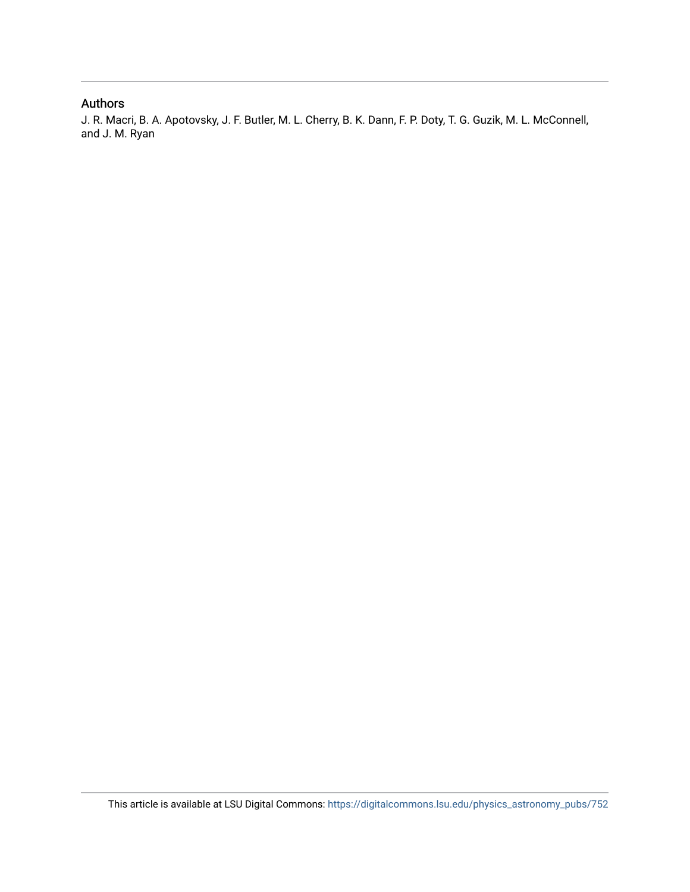## Authors

J. R. Macri, B. A. Apotovsky, J. F. Butler, M. L. Cherry, B. K. Dann, F. P. Doty, T. G. Guzik, M. L. McConnell, and J. M. Ryan

This article is available at LSU Digital Commons: https://digitalcommons.lsu.edu/physics_astronomy_pubs/752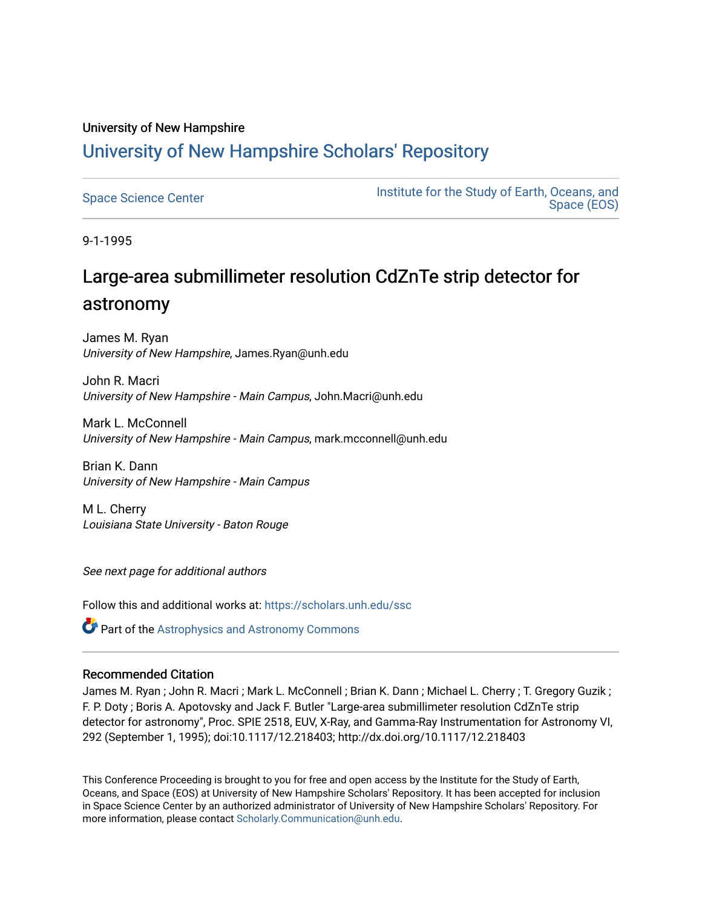University of New Hampshire

# University of New Hampshire Scholars' Repository

Space Science Center

Institute for the Study of Earth, Oceans, and Space (EOS)

9-1-1995

# Large-area submillimeter resolution CdZnTe strip detector for astronomy

James M. Ryan
*University of New Hampshire*, James.Ryan@unh.edu

John R. Macri
*University of New Hampshire - Main Campus*, John.Macri@unh.edu

Mark L. McConnell
*University of New Hampshire - Main Campus*, mark.mcconnell@unh.edu

Brian K. Dann
*University of New Hampshire - Main Campus*

M L. Cherry
*Louisiana State University - Baton Rouge*

*See next page for additional authors*

Follow this and additional works at: https://scholars.unh.edu/ssc

Part of the Astrophysics and Astronomy Commons

## Recommended Citation

James M. Ryan ; John R. Macri ; Mark L. McConnell ; Brian K. Dann ; Michael L. Cherry ; T. Gregory Guzik ; F. P. Doty ; Boris A. Apotovsky and Jack F. Butler "Large-area submillimeter resolution CdZnTe strip detector for astronomy", Proc. SPIE 2518, EUV, X-Ray, and Gamma-Ray Instrumentation for Astronomy VI, 292 (September 1, 1995); doi:10.1117/12.218403; http://dx.doi.org/10.1117/12.218403

This Conference Proceeding is brought to you for free and open access by the Institute for the Study of Earth, Oceans, and Space (EOS) at University of New Hampshire Scholars' Repository. It has been accepted for inclusion in Space Science Center by an authorized administrator of University of New Hampshire Scholars' Repository. For more information, please contact Scholarly.Communication@unh.edu.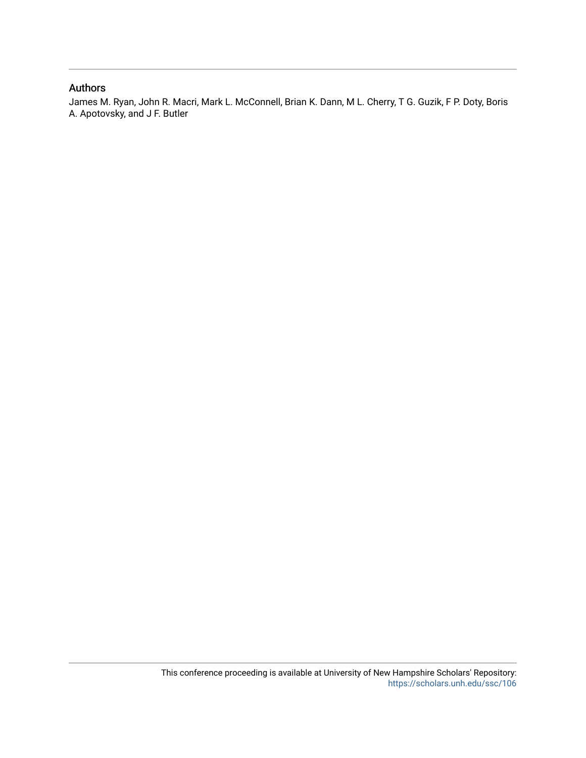## Authors

James M. Ryan, John R. Macri, Mark L. McConnell, Brian K. Dann, M L. Cherry, T G. Guzik, F P. Doty, Boris A. Apotovsky, and J F. Butler

This conference proceeding is available at University of New Hampshire Scholars' Repository: https://scholars.unh.edu/ssc/106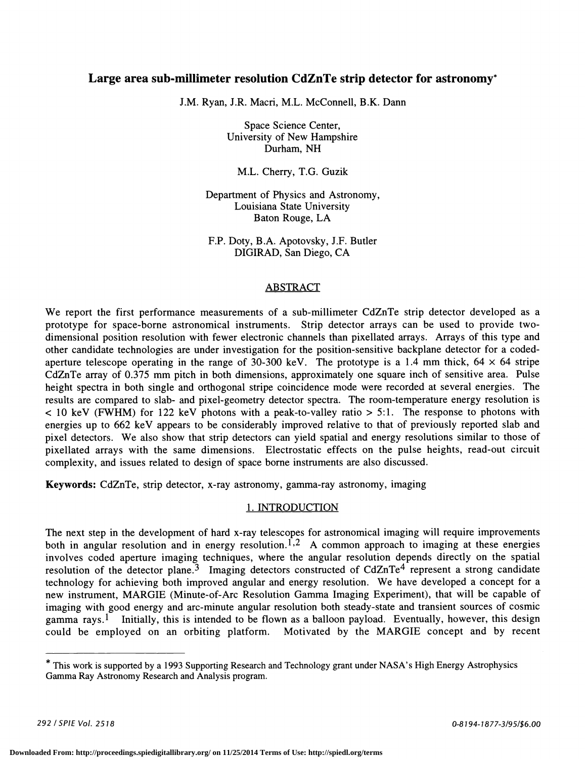# Large area sub-millimeter resolution CdZnTe strip detector for astronomy*

J.M. Ryan, J.R. Macri, M.L. McConnell, B.K. Dann

Space Science Center,
University of New Hampshire
Durham, NH

M.L. Cherry, T.G. Guzik

Department of Physics and Astronomy,
Louisiana State University
Baton Rouge, LA

F.P. Doty, B.A. Apotovsky, J.F. Butler
DIGIRAD, San Diego, CA

## ABSTRACT

We report the first performance measurements of a sub-millimeter CdZnTe strip detector developed as a prototype for space-borne astronomical instruments. Strip detector arrays can be used to provide two-dimensional position resolution with fewer electronic channels than pixellated arrays. Arrays of this type and other candidate technologies are under investigation for the position-sensitive backplane detector for a coded-aperture telescope operating in the range of 30-300 keV. The prototype is a 1.4 mm thick, 64 × 64 stripe CdZnTe array of 0.375 mm pitch in both dimensions, approximately one square inch of sensitive area. Pulse height spectra in both single and orthogonal stripe coincidence mode were recorded at several energies. The results are compared to slab- and pixel-geometry detector spectra. The room-temperature energy resolution is < 10 keV (FWHM) for 122 keV photons with a peak-to-valley ratio > 5:1. The response to photons with energies up to 662 keV appears to be considerably improved relative to that of previously reported slab and pixel detectors. We also show that strip detectors can yield spatial and energy resolutions similar to those of pixellated arrays with the same dimensions. Electrostatic effects on the pulse heights, read-out circuit complexity, and issues related to design of space borne instruments are also discussed.

**Keywords:** CdZnTe, strip detector, x-ray astronomy, gamma-ray astronomy, imaging

## 1. INTRODUCTION

The next step in the development of hard x-ray telescopes for astronomical imaging will require improvements both in angular resolution and in energy resolution.[1,2] A common approach to imaging at these energies involves coded aperture imaging techniques, where the angular resolution depends directly on the spatial resolution of the detector plane.[3] Imaging detectors constructed of CdZnTe[4] represent a strong candidate technology for achieving both improved angular and energy resolution. We have developed a concept for a new instrument, MARGIE (Minute-of-Arc Resolution Gamma Imaging Experiment), that will be capable of imaging with good energy and arc-minute angular resolution both steady-state and transient sources of cosmic gamma rays.[1] Initially, this is intended to be flown as a balloon payload. Eventually, however, this design could be employed on an orbiting platform. Motivated by the MARGIE concept and by recent

---

* This work is supported by a 1993 Supporting Research and Technology grant under NASA's High Energy Astrophysics Gamma Ray Astronomy Research and Analysis program.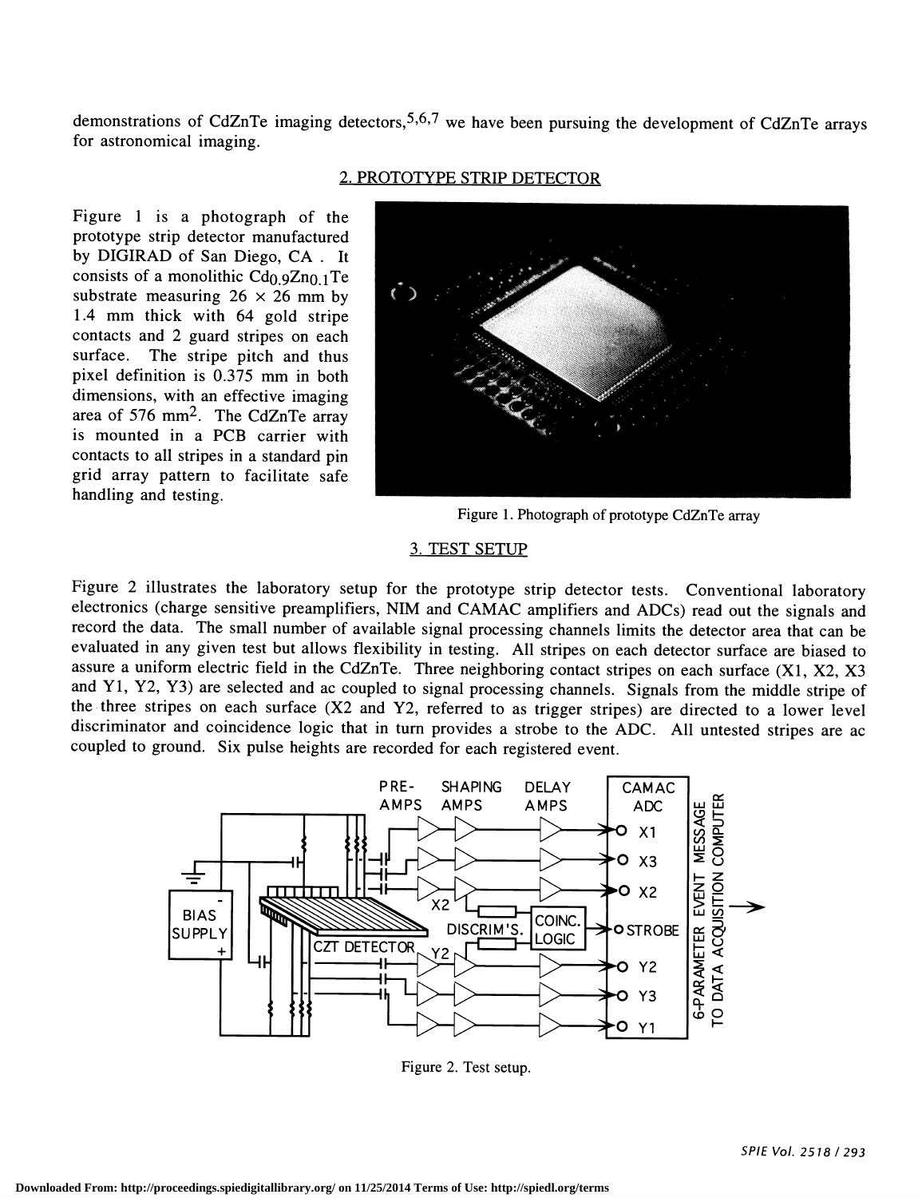demonstrations of CdZnTe imaging detectors,[5,6,7] we have been pursuing the development of CdZnTe arrays for astronomical imaging.

## 2. PROTOTYPE STRIP DETECTOR

Figure 1 is a photograph of the prototype strip detector manufactured by DIGIRAD of San Diego, CA . It consists of a monolithic $Cd_{0.9}Zn_{0.1}Te$ substrate measuring $26 \times 26$ mm by 1.4 mm thick with 64 gold stripe contacts and 2 guard stripes on each surface. The stripe pitch and thus pixel definition is 0.375 mm in both dimensions, with an effective imaging area of 576 $mm^2$. The CdZnTe array is mounted in a PCB carrier with contacts to all stripes in a standard pin grid array pattern to facilitate safe handling and testing.

Figure 1. Photograph of prototype CdZnTe array

## 3. TEST SETUP

Figure 2 illustrates the laboratory setup for the prototype strip detector tests. Conventional laboratory electronics (charge sensitive preamplifiers, NIM and CAMAC amplifiers and ADCs) read out the signals and record the data. The small number of available signal processing channels limits the detector area that can be evaluated in any given test but allows flexibility in testing. All stripes on each detector surface are biased to assure a uniform electric field in the CdZnTe. Three neighboring contact stripes on each surface (X1, X2, X3 and Y1, Y2, Y3) are selected and ac coupled to signal processing channels. Signals from the middle stripe of the three stripes on each surface (X2 and Y2, referred to as trigger stripes) are directed to a lower level discriminator and coincidence logic that in turn provides a strobe to the ADC. All untested stripes are ac coupled to ground. Six pulse heights are recorded for each registered event.

PRE-AMPS
SHAPING AMPS
DELAY AMPS
CAMAC ADC
X1
X3
X2
STROBE
Y2
Y3
Y1
BIAS SUPPLY
CZT DETECTOR
DISCRIM'S.
COINC. LOGIC
6-PARAMETER EVENT MESSAGE TO DATA ACQUISITION COMPUTER

Figure 2. Test setup.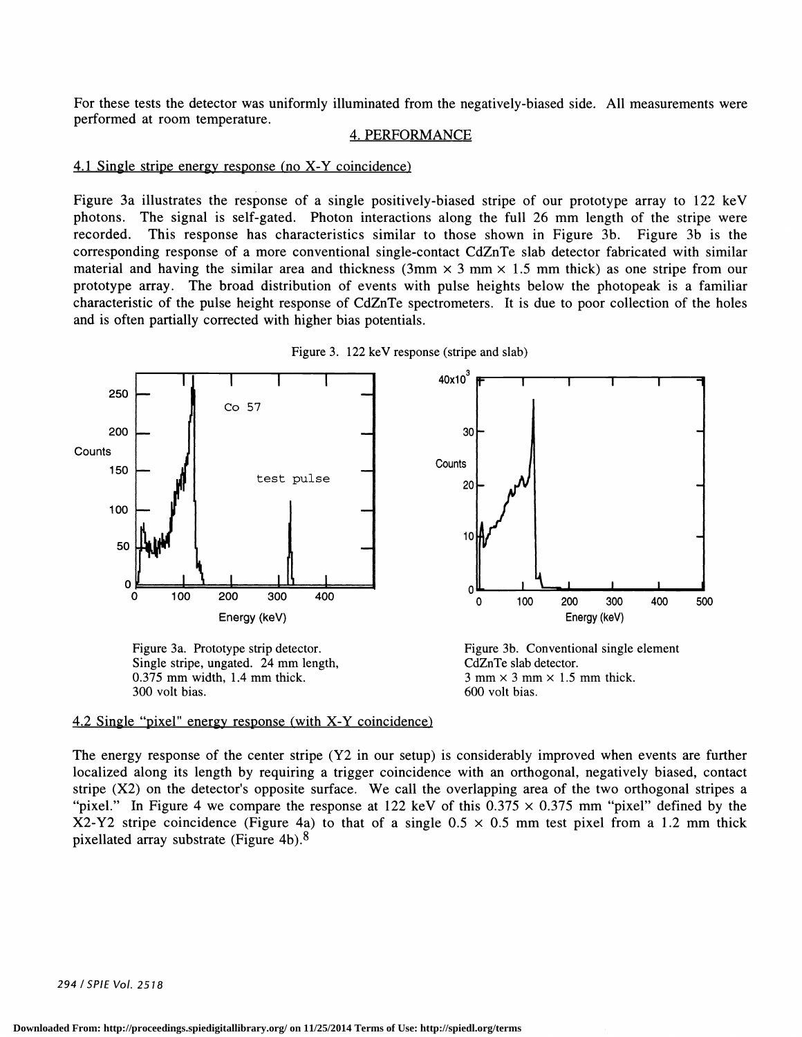For these tests the detector was uniformly illuminated from the negatively-biased side. All measurements were performed at room temperature.

## 4. PERFORMANCE

### 4.1 Single stripe energy response (no X-Y coincidence)

Figure 3a illustrates the response of a single positively-biased stripe of our prototype array to 122 keV photons. The signal is self-gated. Photon interactions along the full 26 mm length of the stripe were recorded. This response has characteristics similar to those shown in Figure 3b. Figure 3b is the corresponding response of a more conventional single-contact CdZnTe slab detector fabricated with similar material and having the similar area and thickness (3mm × 3 mm × 1.5 mm thick) as one stripe from our prototype array. The broad distribution of events with pulse heights below the photopeak is a familiar characteristic of the pulse height response of CdZnTe spectrometers. It is due to poor collection of the holes and is often partially corrected with higher bias potentials.

Figure 3. 122 keV response (stripe and slab)

Co 57

test pulse

Counts

250
200
150
100
50
0

Energy (keV)

0 100 200 300 400

Figure 3a. Prototype strip detector.
Single stripe, ungated. 24 mm length,
0.375 mm width, 1.4 mm thick.
300 volt bias.

$40 \times 10^3$
30
20
10
0

Counts

Energy (keV)

0 100 200 300 400 500

Figure 3b. Conventional single element
CdZnTe slab detector.
3 mm × 3 mm × 1.5 mm thick.
600 volt bias.

### 4.2 Single "pixel" energy response (with X-Y coincidence)

The energy response of the center stripe (Y2 in our setup) is considerably improved when events are further localized along its length by requiring a trigger coincidence with an orthogonal, negatively biased, contact stripe (X2) on the detector's opposite surface. We call the overlapping area of the two orthogonal stripes a "pixel." In Figure 4 we compare the response at 122 keV of this 0.375 × 0.375 mm "pixel" defined by the X2-Y2 stripe coincidence (Figure 4a) to that of a single 0.5 × 0.5 mm test pixel from a 1.2 mm thick pixellated array substrate (Figure 4b).[8]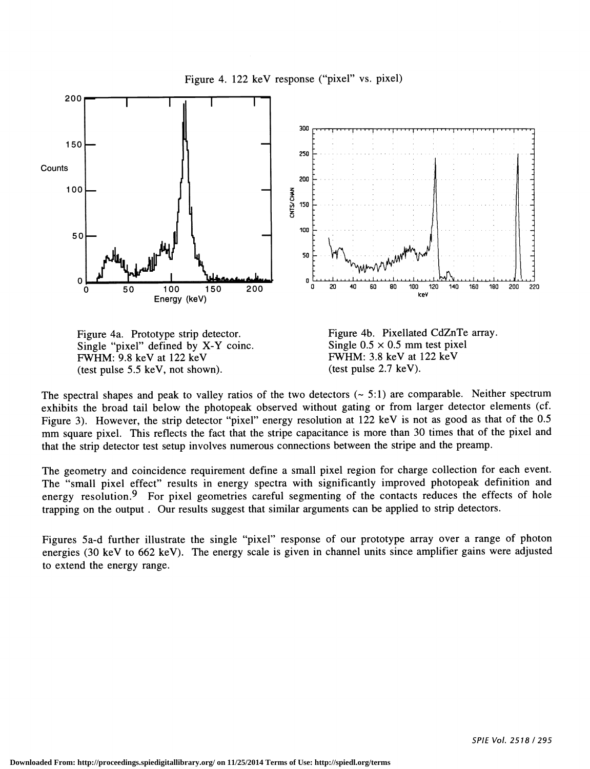Figure 4. 122 keV response ("pixel" vs. pixel)

200
150
Counts
100
50
0
0 50 100 150 200
Energy (keV)

300
250
200
CNTS/CHAN
150
100
50
0
0 20 40 60 80 100 120 140 160 180 200 220
keV

Figure 4a. Prototype strip detector.
Single "pixel" defined by X-Y coinc.
FWHM: 9.8 keV at 122 keV
(test pulse 5.5 keV, not shown).

Figure 4b. Pixellated CdZnTe array.
Single $0.5 \times 0.5$ mm test pixel
FWHM: 3.8 keV at 122 keV
(test pulse 2.7 keV).

The spectral shapes and peak to valley ratios of the two detectors (~ 5:1) are comparable. Neither spectrum exhibits the broad tail below the photopeak observed without gating or from larger detector elements (cf. Figure 3). However, the strip detector "pixel" energy resolution at 122 keV is not as good as that of the 0.5 mm square pixel. This reflects the fact that the stripe capacitance is more than 30 times that of the pixel and that the strip detector test setup involves numerous connections between the stripe and the preamp.

The geometry and coincidence requirement define a small pixel region for charge collection for each event. The "small pixel effect" results in energy spectra with significantly improved photopeak definition and energy resolution.[9] For pixel geometries careful segmenting of the contacts reduces the effects of hole trapping on the output . Our results suggest that similar arguments can be applied to strip detectors.

Figures 5a-d further illustrate the single "pixel" response of our prototype array over a range of photon energies (30 keV to 662 keV). The energy scale is given in channel units since amplifier gains were adjusted to extend the energy range.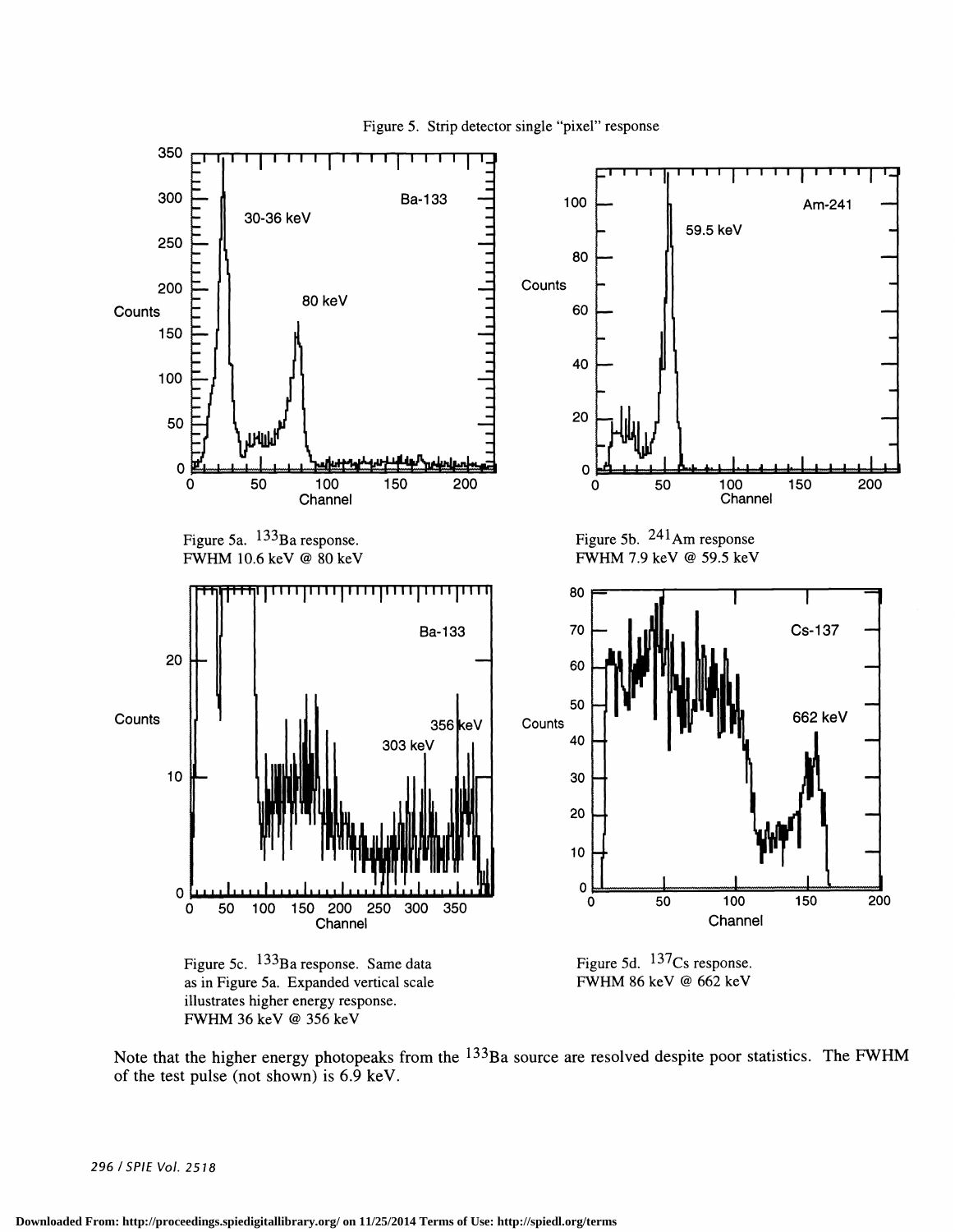Figure 5. Strip detector single "pixel" response

Ba-133

30-36 keV

80 keV

Counts

Channel

Figure 5a. $^{133}$Ba response.
FWHM 10.6 keV @ 80 keV

Am-241

59.5 keV

Counts

Channel

Figure 5b. $^{241}$Am response
FWHM 7.9 keV @ 59.5 keV

Ba-133

356 keV

303 keV

Counts

Channel

Figure 5c. $^{133}$Ba response. Same data as in Figure 5a. Expanded vertical scale illustrates higher energy response.
FWHM 36 keV @ 356 keV

Cs-137

662 keV

Counts

Channel

Figure 5d. $^{137}$Cs response.
FWHM 86 keV @ 662 keV

Note that the higher energy photopeaks from the $^{133}$Ba source are resolved despite poor statistics. The FWHM of the test pulse (not shown) is 6.9 keV.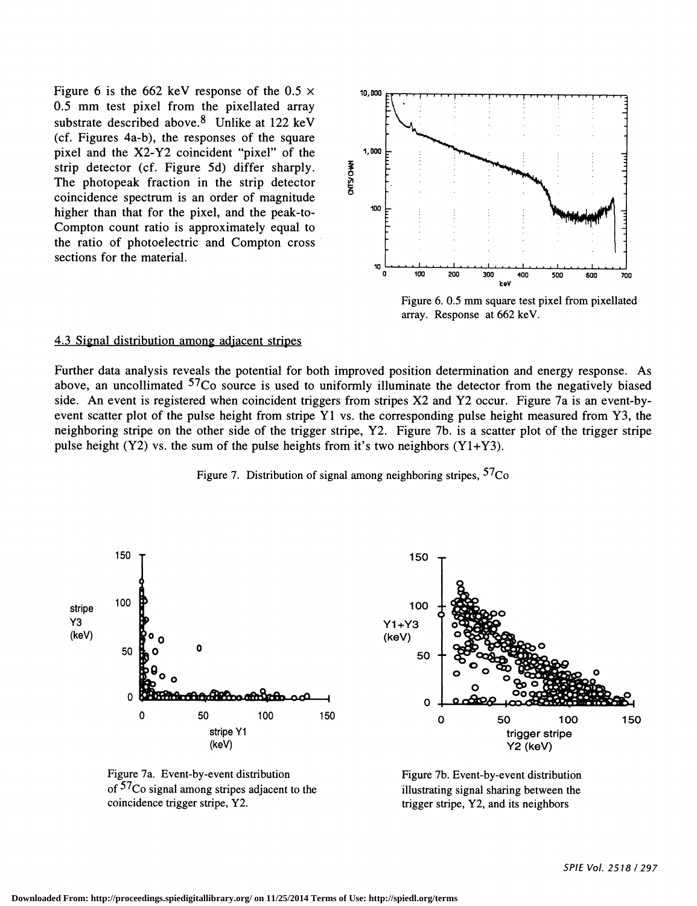Figure 6 is the 662 keV response of the 0.5 × 0.5 mm test pixel from the pixellated array substrate described above.[8] Unlike at 122 keV (cf. Figures 4a-b), the responses of the square pixel and the X2-Y2 coincident "pixel" of the strip detector (cf. Figure 5d) differ sharply. The photopeak fraction in the strip detector coincidence spectrum is an order of magnitude higher than that for the pixel, and the peak-to-Compton count ratio is approximately equal to the ratio of photoelectric and Compton cross sections for the material.

10,000
1,000
100
10
CNTS/CHAN
0
100
200
300
400
500
600
700
keV

Figure 6. 0.5 mm square test pixel from pixellated array. Response at 662 keV.

### 4.3 Signal distribution among adjacent stripes

Further data analysis reveals the potential for both improved position determination and energy response. As above, an uncollimated $^{57}$Co source is used to uniformly illuminate the detector from the negatively biased side. An event is registered when coincident triggers from stripes X2 and Y2 occur. Figure 7a is an event-by-event scatter plot of the pulse height from stripe Y1 vs. the corresponding pulse height measured from Y3, the neighboring stripe on the other side of the trigger stripe, Y2. Figure 7b. is a scatter plot of the trigger stripe pulse height (Y2) vs. the sum of the pulse heights from it's two neighbors (Y1+Y3).

Figure 7. Distribution of signal among neighboring stripes, $^{57}$Co

stripe
Y3
(keV)
150
100
50
0
0
50
100
150
stripe Y1
(keV)

Figure 7a. Event-by-event distribution of $^{57}$Co signal among stripes adjacent to the coincidence trigger stripe, Y2.

Y1+Y3
(keV)
150
100
50
0
0
50
100
150
trigger stripe
Y2 (keV)

Figure 7b. Event-by-event distribution illustrating signal sharing between the trigger stripe, Y2, and its neighbors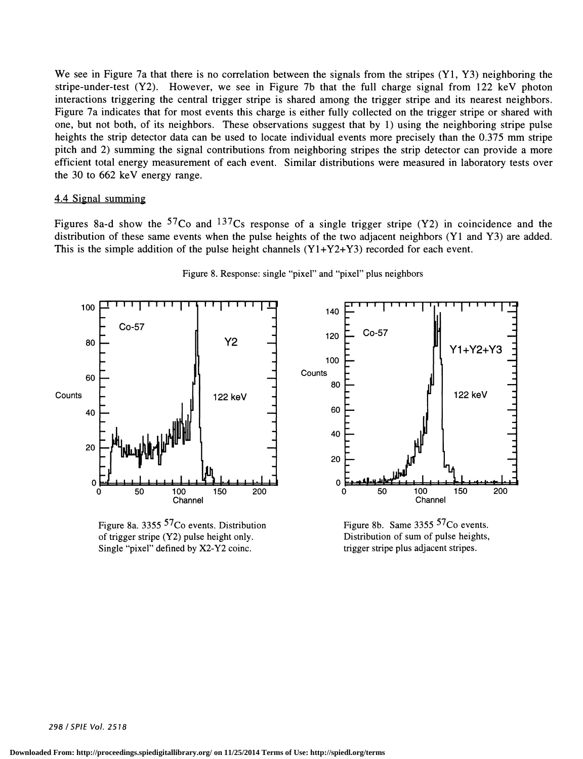We see in Figure 7a that there is no correlation between the signals from the stripes (Y1, Y3) neighboring the stripe-under-test (Y2). However, we see in Figure 7b that the full charge signal from 122 keV photon interactions triggering the central trigger stripe is shared among the trigger stripe and its nearest neighbors. Figure 7a indicates that for most events this charge is either fully collected on the trigger stripe or shared with one, but not both, of its neighbors. These observations suggest that by 1) using the neighboring stripe pulse heights the strip detector data can be used to locate individual events more precisely than the 0.375 mm stripe pitch and 2) summing the signal contributions from neighboring stripes the strip detector can provide a more efficient total energy measurement of each event. Similar distributions were measured in laboratory tests over the 30 to 662 keV energy range.

### 4.4 Signal summing

Figures 8a-d show the $^{57}$Co and $^{137}$Cs response of a single trigger stripe (Y2) in coincidence and the distribution of these same events when the pulse heights of the two adjacent neighbors (Y1 and Y3) are added. This is the simple addition of the pulse height channels (Y1+Y2+Y3) recorded for each event.

Figure 8. Response: single "pixel" and "pixel" plus neighbors

Co-57
Y2
122 keV
Counts
0
20
40
60
80
100
0
50
100
150
200
Channel

Figure 8a. 3355 $^{57}$Co events. Distribution of trigger stripe (Y2) pulse height only. Single "pixel" defined by X2-Y2 coinc.

Co-57
Y1+Y2+Y3
122 keV
Counts
0
20
40
60
80
100
120
140
0
50
100
150
200
Channel

Figure 8b. Same 3355 $^{57}$Co events. Distribution of sum of pulse heights, trigger stripe plus adjacent stripes.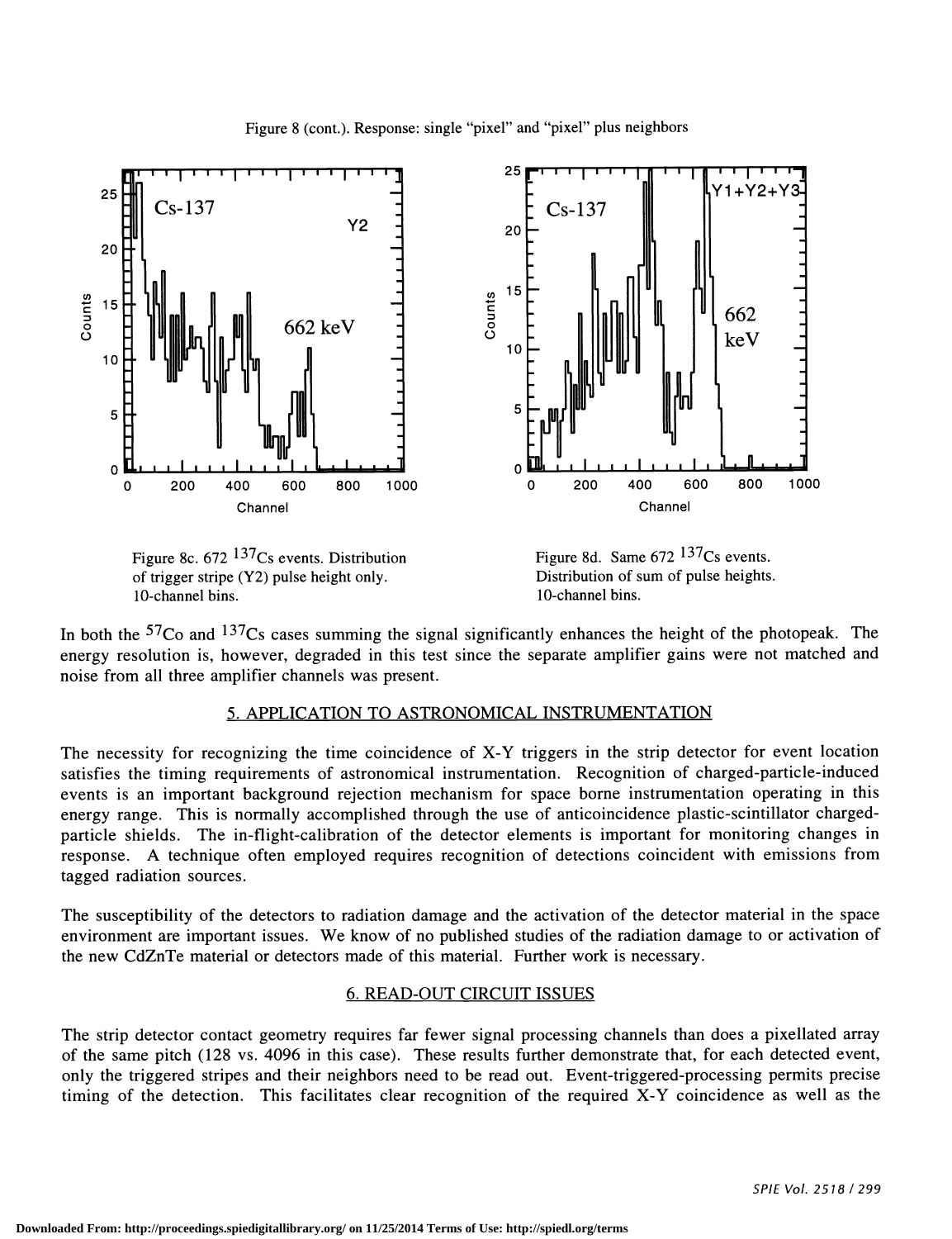Figure 8 (cont.). Response: single "pixel" and "pixel" plus neighbors

Cs-137

Y2

662 keV

Counts

Channel

0 200 400 600 800 1000

0 5 10 15 20 25

Figure 8c. 672 $^{137}Cs$ events. Distribution of trigger stripe (Y2) pulse height only. 10-channel bins.

Cs-137

Y1+Y2+Y3

662 keV

Counts

Channel

0 200 400 600 800 1000

0 5 10 15 20 25

Figure 8d. Same 672 $^{137}Cs$ events. Distribution of sum of pulse heights. 10-channel bins.

In both the $^{57}Co$ and $^{137}Cs$ cases summing the signal significantly enhances the height of the photopeak. The energy resolution is, however, degraded in this test since the separate amplifier gains were not matched and noise from all three amplifier channels was present.

## 5. APPLICATION TO ASTRONOMICAL INSTRUMENTATION

The necessity for recognizing the time coincidence of X-Y triggers in the strip detector for event location satisfies the timing requirements of astronomical instrumentation. Recognition of charged-particle-induced events is an important background rejection mechanism for space borne instrumentation operating in this energy range. This is normally accomplished through the use of anticoincidence plastic-scintillator charged-particle shields. The in-flight-calibration of the detector elements is important for monitoring changes in response. A technique often employed requires recognition of detections coincident with emissions from tagged radiation sources.

The susceptibility of the detectors to radiation damage and the activation of the detector material in the space environment are important issues. We know of no published studies of the radiation damage to or activation of the new CdZnTe material or detectors made of this material. Further work is necessary.

## 6. READ-OUT CIRCUIT ISSUES

The strip detector contact geometry requires far fewer signal processing channels than does a pixellated array of the same pitch (128 vs. 4096 in this case). These results further demonstrate that, for each detected event, only the triggered stripes and their neighbors need to be read out. Event-triggered-processing permits precise timing of the detection. This facilitates clear recognition of the required X-Y coincidence as well as the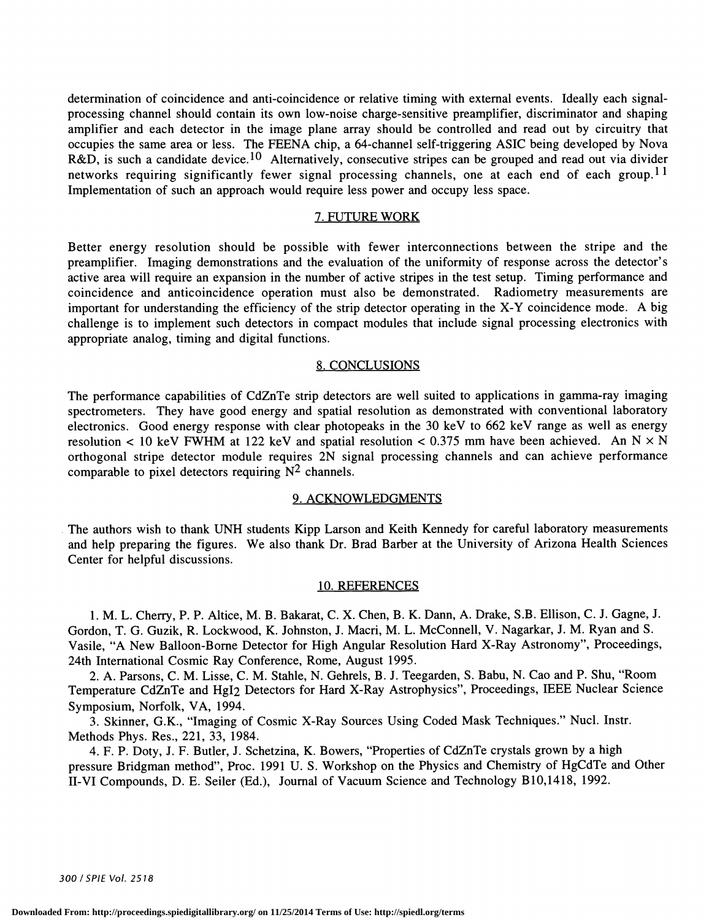determination of coincidence and anti-coincidence or relative timing with external events. Ideally each signal-processing channel should contain its own low-noise charge-sensitive preamplifier, discriminator and shaping amplifier and each detector in the image plane array should be controlled and read out by circuitry that occupies the same area or less. The FEENA chip, a 64-channel self-triggering ASIC being developed by Nova R&D, is such a candidate device.[10] Alternatively, consecutive stripes can be grouped and read out via divider networks requiring significantly fewer signal processing channels, one at each end of each group.[11] Implementation of such an approach would require less power and occupy less space.

## 7. FUTURE WORK

Better energy resolution should be possible with fewer interconnections between the stripe and the preamplifier. Imaging demonstrations and the evaluation of the uniformity of response across the detector's active area will require an expansion in the number of active stripes in the test setup. Timing performance and coincidence and anticoincidence operation must also be demonstrated. Radiometry measurements are important for understanding the efficiency of the strip detector operating in the X-Y coincidence mode. A big challenge is to implement such detectors in compact modules that include signal processing electronics with appropriate analog, timing and digital functions.

## 8. CONCLUSIONS

The performance capabilities of CdZnTe strip detectors are well suited to applications in gamma-ray imaging spectrometers. They have good energy and spatial resolution as demonstrated with conventional laboratory electronics. Good energy response with clear photopeaks in the 30 keV to 662 keV range as well as energy resolution < 10 keV FWHM at 122 keV and spatial resolution < 0.375 mm have been achieved. An $N \times N$ orthogonal stripe detector module requires 2N signal processing channels and can achieve performance comparable to pixel detectors requiring $N^2$ channels.

## 9. ACKNOWLEDGMENTS

The authors wish to thank UNH students Kipp Larson and Keith Kennedy for careful laboratory measurements and help preparing the figures. We also thank Dr. Brad Barber at the University of Arizona Health Sciences Center for helpful discussions.

## 10. REFERENCES

1. M. L. Cherry, P. P. Altice, M. B. Bakarat, C. X. Chen, B. K. Dann, A. Drake, S.B. Ellison, C. J. Gagne, J. Gordon, T. G. Guzik, R. Lockwood, K. Johnston, J. Macri, M. L. McConnell, V. Nagarkar, J. M. Ryan and S. Vasile, "A New Balloon-Borne Detector for High Angular Resolution Hard X-Ray Astronomy", Proceedings, 24th International Cosmic Ray Conference, Rome, August 1995.

2. A. Parsons, C. M. Lisse, C. M. Stahle, N. Gehrels, B. J. Teegarden, S. Babu, N. Cao and P. Shu, "Room Temperature CdZnTe and $HgI_2$ Detectors for Hard X-Ray Astrophysics", Proceedings, IEEE Nuclear Science Symposium, Norfolk, VA, 1994.

3. Skinner, G.K., "Imaging of Cosmic X-Ray Sources Using Coded Mask Techniques." Nucl. Instr. Methods Phys. Res., 221, 33, 1984.

4. F. P. Doty, J. F. Butler, J. Schetzina, K. Bowers, "Properties of CdZnTe crystals grown by a high pressure Bridgman method", Proc. 1991 U. S. Workshop on the Physics and Chemistry of HgCdTe and Other II-VI Compounds, D. E. Seiler (Ed.), Journal of Vacuum Science and Technology B10,1418, 1992.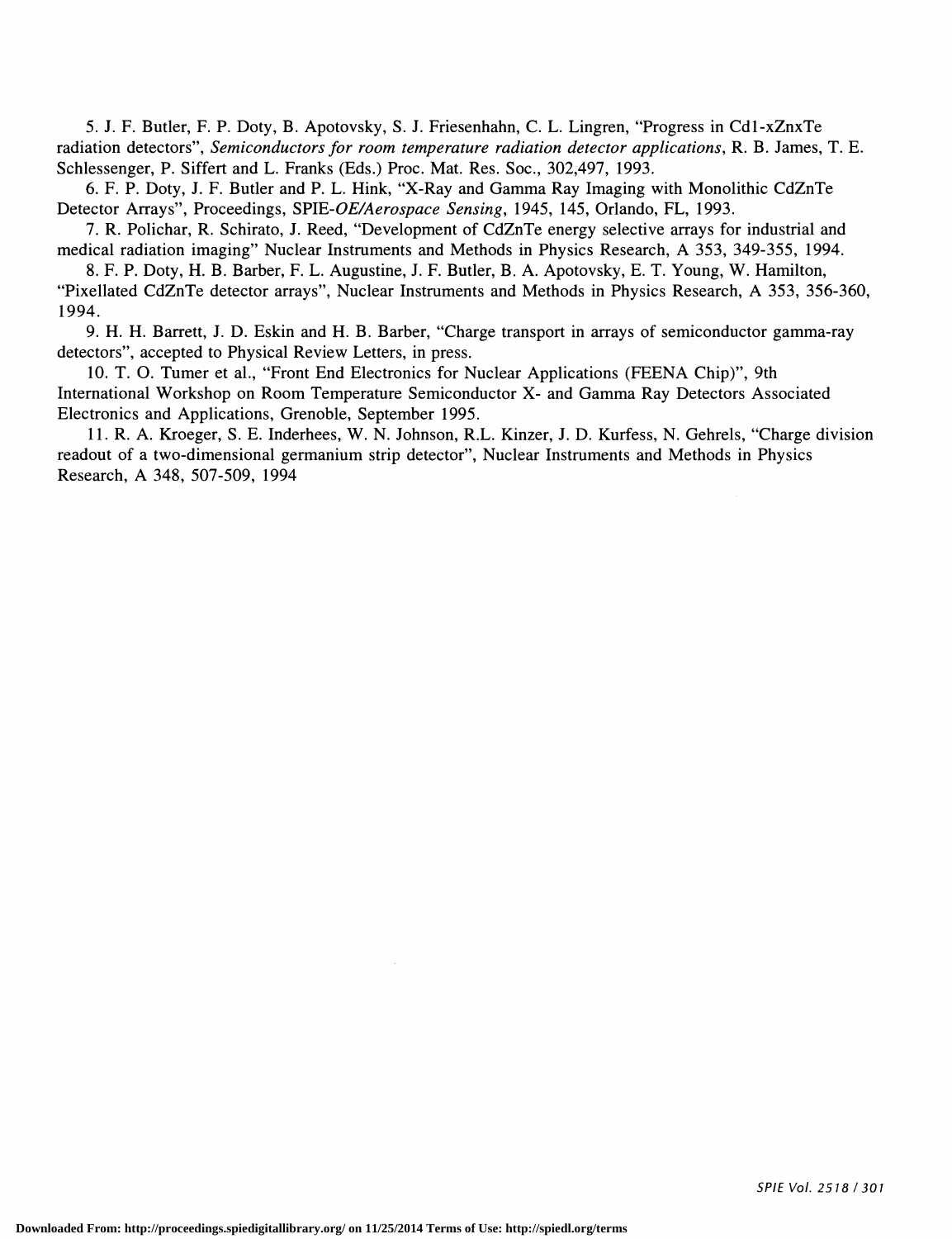5. J. F. Butler, F. P. Doty, B. Apotovsky, S. J. Friesenhahn, C. L. Lingren, "Progress in Cd1-xZnxTe radiation detectors", *Semiconductors for room temperature radiation detector applications*, R. B. James, T. E. Schlessenger, P. Siffert and L. Franks (Eds.) Proc. Mat. Res. Soc., 302,497, 1993.

6. F. P. Doty, J. F. Butler and P. L. Hink, "X-Ray and Gamma Ray Imaging with Monolithic CdZnTe Detector Arrays", Proceedings, SPIE-*OE/Aerospace Sensing*, 1945, 145, Orlando, FL, 1993.

7. R. Polichar, R. Schirato, J. Reed, "Development of CdZnTe energy selective arrays for industrial and medical radiation imaging" Nuclear Instruments and Methods in Physics Research, A 353, 349-355, 1994.

8. F. P. Doty, H. B. Barber, F. L. Augustine, J. F. Butler, B. A. Apotovsky, E. T. Young, W. Hamilton, "Pixellated CdZnTe detector arrays", Nuclear Instruments and Methods in Physics Research, A 353, 356-360, 1994.

9. H. H. Barrett, J. D. Eskin and H. B. Barber, "Charge transport in arrays of semiconductor gamma-ray detectors", accepted to Physical Review Letters, in press.

10. T. O. Tumer et al., "Front End Electronics for Nuclear Applications (FEENA Chip)", 9th International Workshop on Room Temperature Semiconductor X- and Gamma Ray Detectors Associated Electronics and Applications, Grenoble, September 1995.

11. R. A. Kroeger, S. E. Inderhees, W. N. Johnson, R.L. Kinzer, J. D. Kurfess, N. Gehrels, "Charge division readout of a two-dimensional germanium strip detector", Nuclear Instruments and Methods in Physics Research, A 348, 507-509, 1994